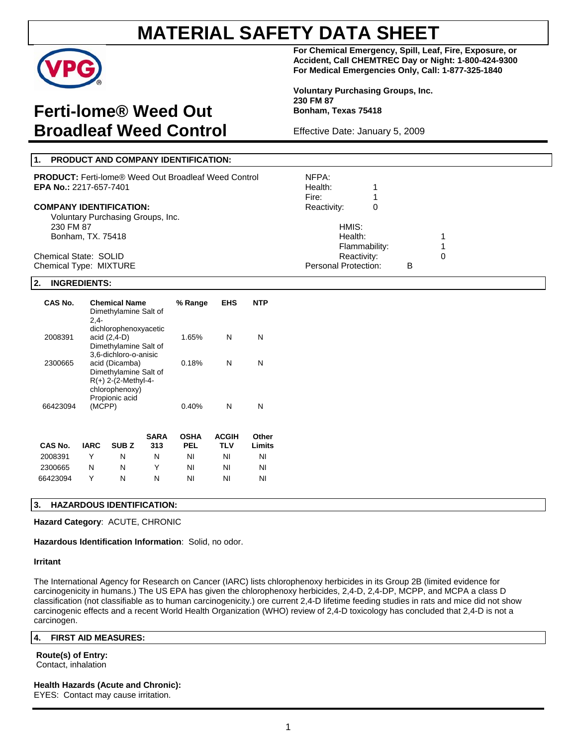# MATERIAL SAFETY DATA SHEET

**For Chemical Emergency, Spill, Leaf, Fire, Exposure, or Accident, Call CHEMTREC Day or Night: 1-800-424-9300**
**For Medical Emergencies Only, Call: 1-877-325-1840**

**Voluntary Purchasing Groups, Inc.**
**230 FM 87**
**Bonham, Texas 75418**

## Ferti-lome® Weed Out Broadleaf Weed Control

Effective Date: January 5, 2009

## 1. PRODUCT AND COMPANY IDENTIFICATION:

**PRODUCT:** Ferti-lome® Weed Out Broadleaf Weed Control
**EPA No.:** 2217-657-7401

**COMPANY IDENTIFICATION:**
Voluntary Purchasing Groups, Inc.
230 FM 87
Bonham, TX. 75418

Chemical State: SOLID
Chemical Type: MIXTURE

NFPA:
Health: 1
Fire: 1
Reactivity: 0

HMIS:
Health: 1
Flammability: 1
Reactivity: 0
Personal Protection: B

## 2. INGREDIENTS:

| CAS No. | Chemical Name | % Range | EHS | NTP |
|---|---|---|---|---|
| 2008391 | Dimethylamine Salt of 2,4-dichlorophenoxyacetic acid (2,4-D) | 1.65% | N | N |
| 2300665 | Dimethylamine Salt of 3,6-dichloro-o-anisic acid (Dicamba) | 0.18% | N | N |
| 66423094 | Dimethylamine Salt of R(+) 2-(2-Methyl-4-chlorophenoxy) Propionic acid (MCPP) | 0.40% | N | N |

| CAS No. | IARC | SUB Z | SARA 313 | OSHA PEL | ACGIH TLV | Other Limits |
|---|---|---|---|---|---|---|
| 2008391 | Y | N | N | NI | NI | NI |
| 2300665 | N | N | Y | NI | NI | NI |
| 66423094 | Y | N | N | NI | NI | NI |

## 3. HAZARDOUS IDENTIFICATION:

**Hazard Category**: ACUTE, CHRONIC

**Hazardous Identification Information**: Solid, no odor.

**Irritant**

The International Agency for Research on Cancer (IARC) lists chlorophenoxy herbicides in its Group 2B (limited evidence for carcinogenicity in humans.) The US EPA has given the chlorophenoxy herbicides, 2,4-D, 2,4-DP, MCPP, and MCPA a class D classification (not classifiable as to human carcinogenicity.) ore current 2,4-D lifetime feeding studies in rats and mice did not show carcinogenic effects and a recent World Health Organization (WHO) review of 2,4-D toxicology has concluded that 2,4-D is not a carcinogen.

## 4. FIRST AID MEASURES:

**Route(s) of Entry:**
Contact, inhalation

**Health Hazards (Acute and Chronic):**
EYES: Contact may cause irritation.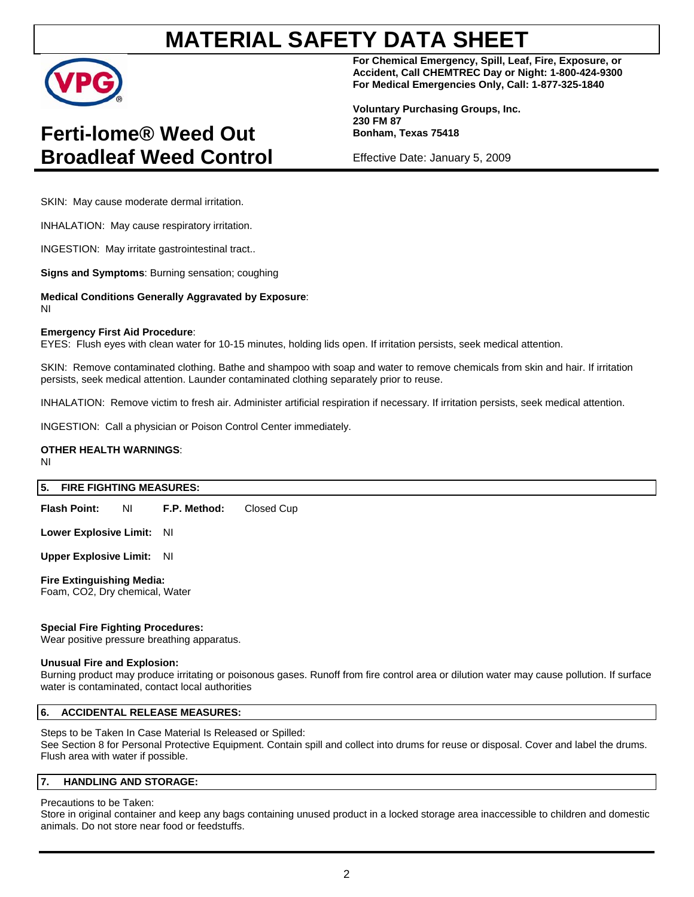SKIN: May cause moderate dermal irritation.

INHALATION: May cause respiratory irritation.

INGESTION: May irritate gastrointestinal tract..

**Signs and Symptoms**: Burning sensation; coughing

**Medical Conditions Generally Aggravated by Exposure**:
NI

**Emergency First Aid Procedure**:
EYES: Flush eyes with clean water for 10-15 minutes, holding lids open. If irritation persists, seek medical attention.

SKIN: Remove contaminated clothing. Bathe and shampoo with soap and water to remove chemicals from skin and hair. If irritation persists, seek medical attention. Launder contaminated clothing separately prior to reuse.

INHALATION: Remove victim to fresh air. Administer artificial respiration if necessary. If irritation persists, seek medical attention.

INGESTION: Call a physician or Poison Control Center immediately.

**OTHER HEALTH WARNINGS**:
NI

## 5. FIRE FIGHTING MEASURES:

**Flash Point:** NI **F.P. Method:** Closed Cup

**Lower Explosive Limit:** NI

**Upper Explosive Limit:** NI

**Fire Extinguishing Media:**
Foam, $CO_2$, Dry chemical, Water

**Special Fire Fighting Procedures:**
Wear positive pressure breathing apparatus.

**Unusual Fire and Explosion:**
Burning product may produce irritating or poisonous gases. Runoff from fire control area or dilution water may cause pollution. If surface water is contaminated, contact local authorities

## 6. ACCIDENTAL RELEASE MEASURES:

Steps to be Taken In Case Material Is Released or Spilled:
See Section 8 for Personal Protective Equipment. Contain spill and collect into drums for reuse or disposal. Cover and label the drums. Flush area with water if possible.

## 7. HANDLING AND STORAGE:

Precautions to be Taken:
Store in original container and keep any bags containing unused product in a locked storage area inaccessible to children and domestic animals. Do not store near food or feedstuffs.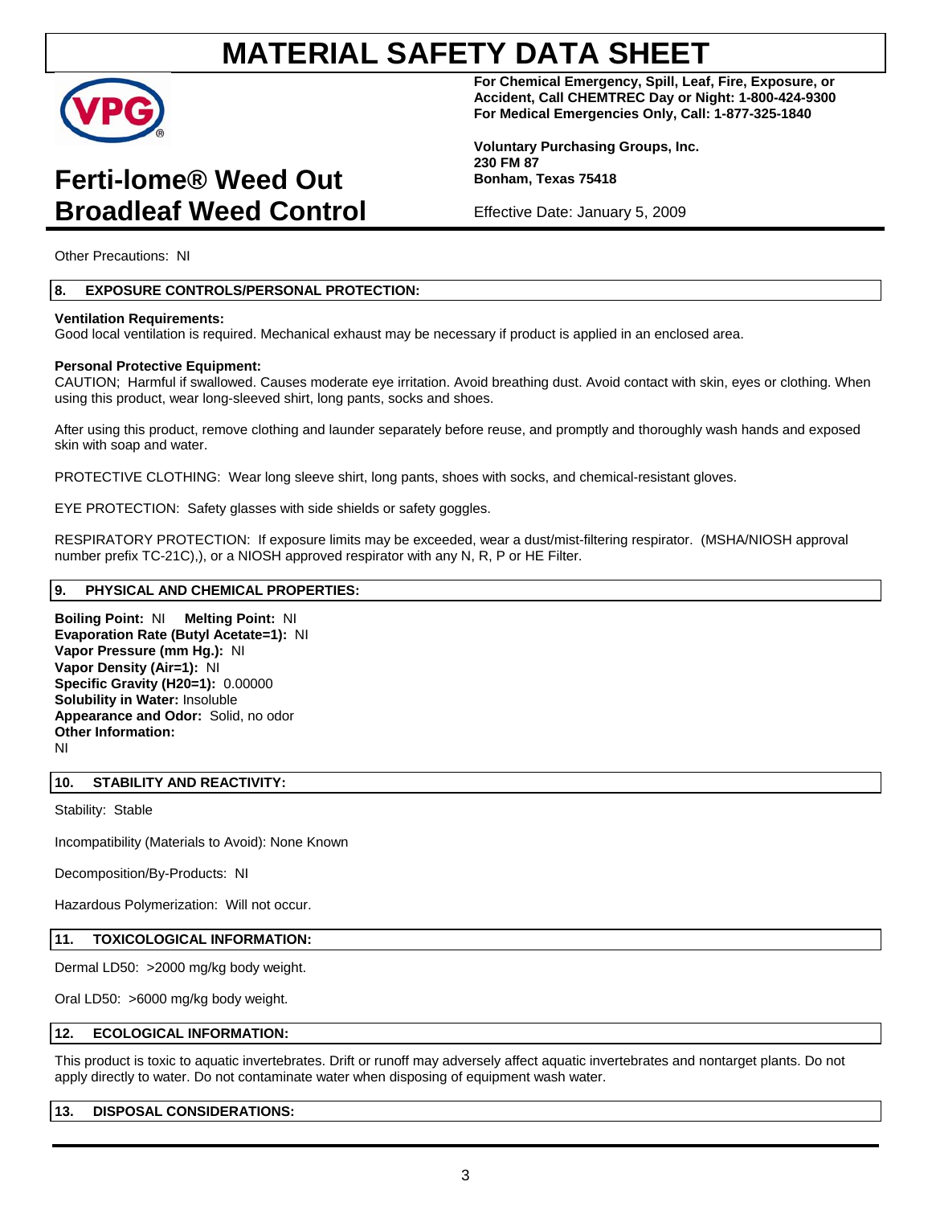# MATERIAL SAFETY DATA SHEET

**For Chemical Emergency, Spill, Leaf, Fire, Exposure, or Accident, Call CHEMTREC Day or Night: 1-800-424-9300**
**For Medical Emergencies Only, Call: 1-877-325-1840**

**Voluntary Purchasing Groups, Inc.**
**230 FM 87**
**Bonham, Texas 75418**

Effective Date: January 5, 2009

## Ferti-lome® Weed Out Broadleaf Weed Control

Other Precautions: NI

## 8. EXPOSURE CONTROLS/PERSONAL PROTECTION:

**Ventilation Requirements:**
Good local ventilation is required. Mechanical exhaust may be necessary if product is applied in an enclosed area.

**Personal Protective Equipment:**
CAUTION; Harmful if swallowed. Causes moderate eye irritation. Avoid breathing dust. Avoid contact with skin, eyes or clothing. When using this product, wear long-sleeved shirt, long pants, socks and shoes.

After using this product, remove clothing and launder separately before reuse, and promptly and thoroughly wash hands and exposed skin with soap and water.

PROTECTIVE CLOTHING: Wear long sleeve shirt, long pants, shoes with socks, and chemical-resistant gloves.

EYE PROTECTION: Safety glasses with side shields or safety goggles.

RESPIRATORY PROTECTION: If exposure limits may be exceeded, wear a dust/mist-filtering respirator. (MSHA/NIOSH approval number prefix TC-21C),), or a NIOSH approved respirator with any N, R, P or HE Filter.

## 9. PHYSICAL AND CHEMICAL PROPERTIES:

**Boiling Point:** NI **Melting Point:** NI
**Evaporation Rate (Butyl Acetate=1):** NI
**Vapor Pressure (mm Hg.):** NI
**Vapor Density (Air=1):** NI
**Specific Gravity (H20=1):** 0.00000
**Solubility in Water:** Insoluble
**Appearance and Odor:** Solid, no odor
**Other Information:**
NI

## 10. STABILITY AND REACTIVITY:

Stability: Stable

Incompatibility (Materials to Avoid): None Known

Decomposition/By-Products: NI

Hazardous Polymerization: Will not occur.

## 11. TOXICOLOGICAL INFORMATION:

Dermal LD50: >2000 mg/kg body weight.

Oral LD50: >6000 mg/kg body weight.

## 12. ECOLOGICAL INFORMATION:

This product is toxic to aquatic invertebrates. Drift or runoff may adversely affect aquatic invertebrates and nontarget plants. Do not apply directly to water. Do not contaminate water when disposing of equipment wash water.

## 13. DISPOSAL CONSIDERATIONS: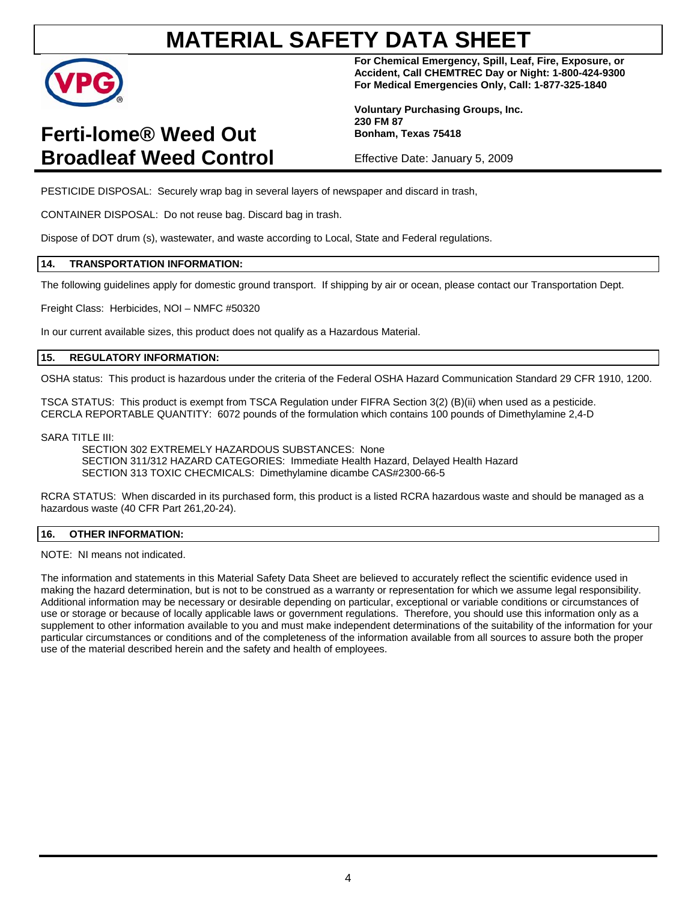PESTICIDE DISPOSAL: Securely wrap bag in several layers of newspaper and discard in trash,

CONTAINER DISPOSAL: Do not reuse bag. Discard bag in trash.

Dispose of DOT drum (s), wastewater, and waste according to Local, State and Federal regulations.

## 14. TRANSPORTATION INFORMATION:

The following guidelines apply for domestic ground transport. If shipping by air or ocean, please contact our Transportation Dept.

Freight Class: Herbicides, NOI – NMFC #50320

In our current available sizes, this product does not qualify as a Hazardous Material.

## 15. REGULATORY INFORMATION:

OSHA status: This product is hazardous under the criteria of the Federal OSHA Hazard Communication Standard 29 CFR 1910, 1200.

TSCA STATUS: This product is exempt from TSCA Regulation under FIFRA Section 3(2) (B)(ii) when used as a pesticide.
CERCLA REPORTABLE QUANTITY: 6072 pounds of the formulation which contains 100 pounds of Dimethylamine 2,4-D

SARA TITLE III:

SECTION 302 EXTREMELY HAZARDOUS SUBSTANCES: None
SECTION 311/312 HAZARD CATEGORIES: Immediate Health Hazard, Delayed Health Hazard
SECTION 313 TOXIC CHECMICALS: Dimethylamine dicambe CAS#2300-66-5

RCRA STATUS: When discarded in its purchased form, this product is a listed RCRA hazardous waste and should be managed as a hazardous waste (40 CFR Part 261,20-24).

## 16. OTHER INFORMATION:

NOTE: NI means not indicated.

The information and statements in this Material Safety Data Sheet are believed to accurately reflect the scientific evidence used in making the hazard determination, but is not to be construed as a warranty or representation for which we assume legal responsibility. Additional information may be necessary or desirable depending on particular, exceptional or variable conditions or circumstances of use or storage or because of locally applicable laws or government regulations. Therefore, you should use this information only as a supplement to other information available to you and must make independent determinations of the suitability of the information for your particular circumstances or conditions and of the completeness of the information available from all sources to assure both the proper use of the material described herein and the safety and health of employees.